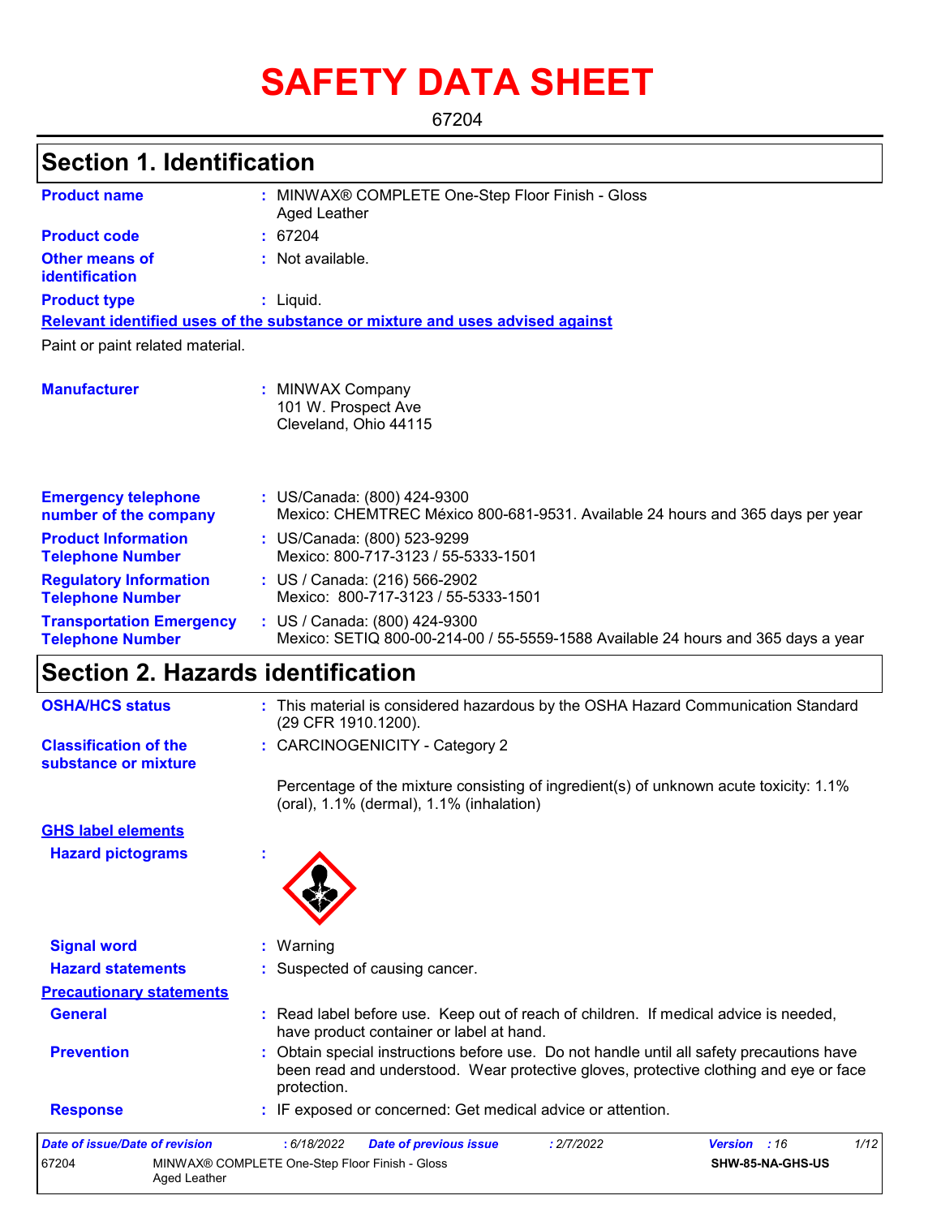# SAFETY DATA SHEET

67204

## Section 1. Identification

| | | |
|---|---|---|
| **Product name** | : | MINWAX® COMPLETE One-Step Floor Finish - Gloss Aged Leather |
| **Product code** | : | 67204 |
| **Other means of identification** | : | Not available. |
| **Product type** | : | Liquid. |

**Relevant identified uses of the substance or mixture and uses advised against**

Paint or paint related material.

| | | |
|---|---|---|
| **Manufacturer** | : | MINWAX Company<br>101 W. Prospect Ave<br>Cleveland, Ohio 44115 |
| **Emergency telephone number of the company** | : | US/Canada: (800) 424-9300<br>Mexico: CHEMTREC México 800-681-9531. Available 24 hours and 365 days per year |
| **Product Information Telephone Number** | : | US/Canada: (800) 523-9299<br>Mexico: 800-717-3123 / 55-5333-1501 |
| **Regulatory Information Telephone Number** | : | US / Canada: (216) 566-2902<br>Mexico: 800-717-3123 / 55-5333-1501 |
| **Transportation Emergency Telephone Number** | : | US / Canada: (800) 424-9300<br>Mexico: SETIQ 800-00-214-00 / 55-5559-1588 Available 24 hours and 365 days a year |

## Section 2. Hazards identification

| | | |
|---|---|---|
| **OSHA/HCS status** | : | This material is considered hazardous by the OSHA Hazard Communication Standard (29 CFR 1910.1200). |
| **Classification of the substance or mixture** | : | CARCINOGENICITY - Category 2 |

Percentage of the mixture consisting of ingredient(s) of unknown acute toxicity: 1.1% (oral), 1.1% (dermal), 1.1% (inhalation)

**GHS label elements**

| | | |
|---|---|---|
| **Hazard pictograms** | : | |
| **Signal word** | : | Warning |
| **Hazard statements** | : | Suspected of causing cancer. |

**Precautionary statements**

| | | |
|---|---|---|
| **General** | : | Read label before use. Keep out of reach of children. If medical advice is needed, have product container or label at hand. |
| **Prevention** | : | Obtain special instructions before use. Do not handle until all safety precautions have been read and understood. Wear protective gloves, protective clothing and eye or face protection. |
| **Response** | : | IF exposed or concerned: Get medical advice or attention. |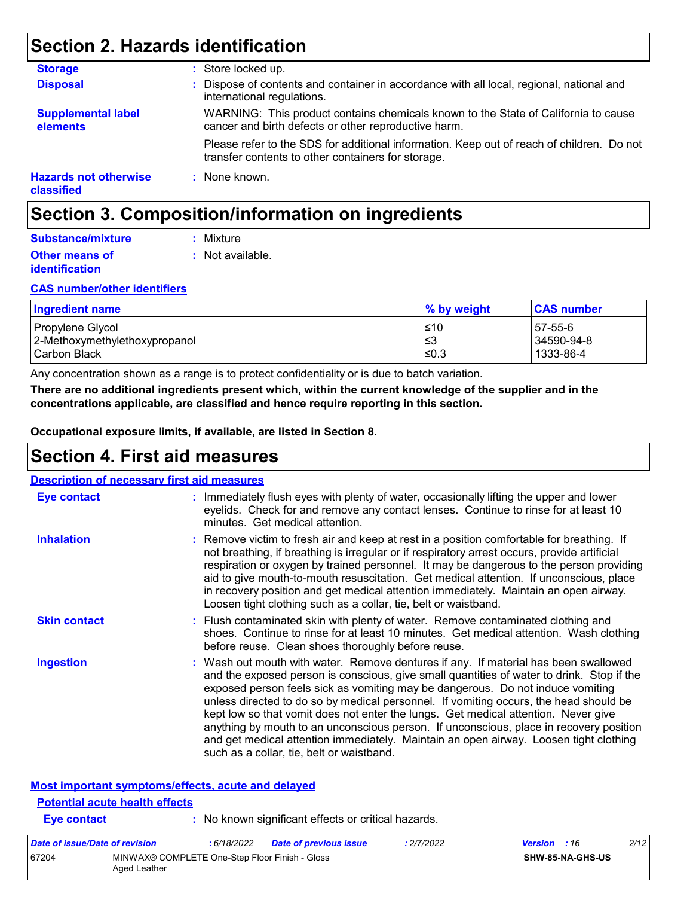## Section 2. Hazards identification

**Storage** : Store locked up.

**Disposal** : Dispose of contents and container in accordance with all local, regional, national and international regulations.

**Supplemental label elements** WARNING: This product contains chemicals known to the State of California to cause cancer and birth defects or other reproductive harm.

Please refer to the SDS for additional information. Keep out of reach of children. Do not transfer contents to other containers for storage.

**Hazards not otherwise classified** : None known.

## Section 3. Composition/information on ingredients

**Substance/mixture** : Mixture

**Other means of identification** : Not available.

### CAS number/other identifiers

| Ingredient name | % by weight | CAS number |
|---|---|---|
| Propylene Glycol | ≤10 | 57-55-6 |
| 2-Methoxymethylethoxypropanol | ≤3 | 34590-94-8 |
| Carbon Black | ≤0.3 | 1333-86-4 |

Any concentration shown as a range is to protect confidentiality or is due to batch variation.

**There are no additional ingredients present which, within the current knowledge of the supplier and in the concentrations applicable, are classified and hence require reporting in this section.**

**Occupational exposure limits, if available, are listed in Section 8.**

## Section 4. First aid measures

### Description of necessary first aid measures

**Eye contact** : Immediately flush eyes with plenty of water, occasionally lifting the upper and lower eyelids. Check for and remove any contact lenses. Continue to rinse for at least 10 minutes. Get medical attention.

**Inhalation** : Remove victim to fresh air and keep at rest in a position comfortable for breathing. If not breathing, if breathing is irregular or if respiratory arrest occurs, provide artificial respiration or oxygen by trained personnel. It may be dangerous to the person providing aid to give mouth-to-mouth resuscitation. Get medical attention. If unconscious, place in recovery position and get medical attention immediately. Maintain an open airway. Loosen tight clothing such as a collar, tie, belt or waistband.

**Skin contact** : Flush contaminated skin with plenty of water. Remove contaminated clothing and shoes. Continue to rinse for at least 10 minutes. Get medical attention. Wash clothing before reuse. Clean shoes thoroughly before reuse.

**Ingestion** : Wash out mouth with water. Remove dentures if any. If material has been swallowed and the exposed person is conscious, give small quantities of water to drink. Stop if the exposed person feels sick as vomiting may be dangerous. Do not induce vomiting unless directed to do so by medical personnel. If vomiting occurs, the head should be kept low so that vomit does not enter the lungs. Get medical attention. Never give anything by mouth to an unconscious person. If unconscious, place in recovery position and get medical attention immediately. Maintain an open airway. Loosen tight clothing such as a collar, tie, belt or waistband.

### Most important symptoms/effects, acute and delayed

#### Potential acute health effects

**Eye contact** : No known significant effects or critical hazards.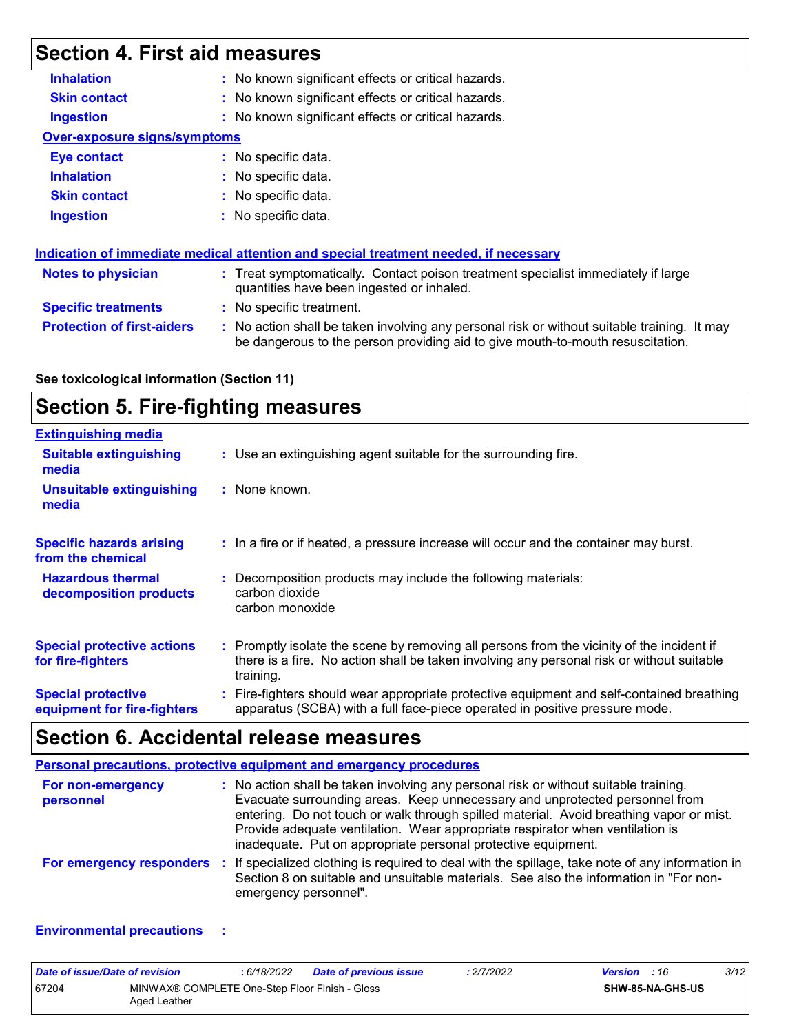## Section 4. First aid measures

**Inhalation** : No known significant effects or critical hazards.

**Skin contact** : No known significant effects or critical hazards.

**Ingestion** : No known significant effects or critical hazards.

**Over-exposure signs/symptoms**

**Eye contact** : No specific data.

**Inhalation** : No specific data.

**Skin contact** : No specific data.

**Ingestion** : No specific data.

**Indication of immediate medical attention and special treatment needed, if necessary**

**Notes to physician** : Treat symptomatically. Contact poison treatment specialist immediately if large quantities have been ingested or inhaled.

**Specific treatments** : No specific treatment.

**Protection of first-aiders** : No action shall be taken involving any personal risk or without suitable training. It may be dangerous to the person providing aid to give mouth-to-mouth resuscitation.

**See toxicological information (Section 11)**

## Section 5. Fire-fighting measures

**Extinguishing media**

**Suitable extinguishing media** : Use an extinguishing agent suitable for the surrounding fire.

**Unsuitable extinguishing media** : None known.

**Specific hazards arising from the chemical** : In a fire or if heated, a pressure increase will occur and the container may burst.

**Hazardous thermal decomposition products** : Decomposition products may include the following materials:
carbon dioxide
carbon monoxide

**Special protective actions for fire-fighters** : Promptly isolate the scene by removing all persons from the vicinity of the incident if there is a fire. No action shall be taken involving any personal risk or without suitable training.

**Special protective equipment for fire-fighters** : Fire-fighters should wear appropriate protective equipment and self-contained breathing apparatus (SCBA) with a full face-piece operated in positive pressure mode.

## Section 6. Accidental release measures

**Personal precautions, protective equipment and emergency procedures**

**For non-emergency personnel** : No action shall be taken involving any personal risk or without suitable training. Evacuate surrounding areas. Keep unnecessary and unprotected personnel from entering. Do not touch or walk through spilled material. Avoid breathing vapor or mist. Provide adequate ventilation. Wear appropriate respirator when ventilation is inadequate. Put on appropriate personal protective equipment.

**For emergency responders** : If specialized clothing is required to deal with the spillage, take note of any information in Section 8 on suitable and unsuitable materials. See also the information in "For non-emergency personnel".

**Environmental precautions** :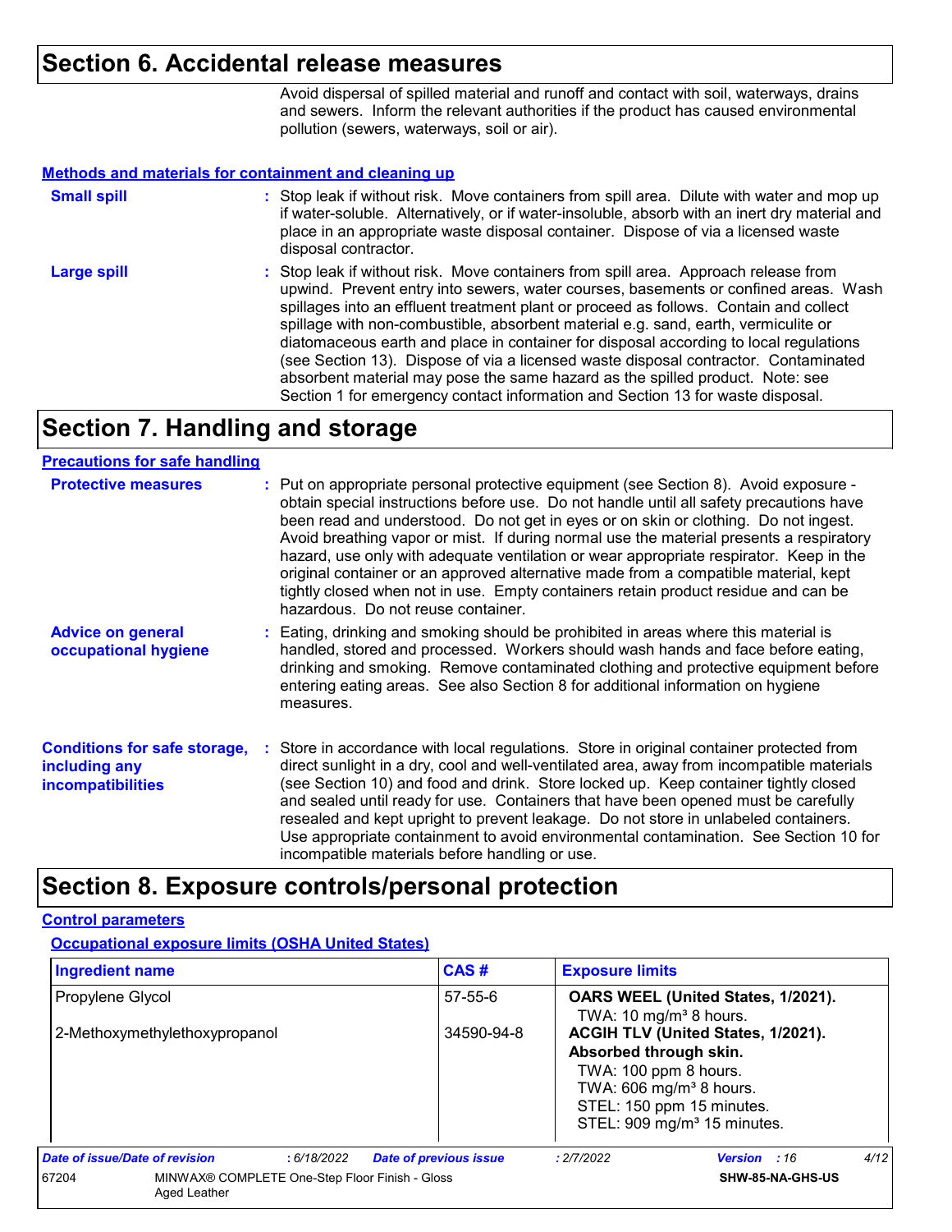## Section 6. Accidental release measures

Avoid dispersal of spilled material and runoff and contact with soil, waterways, drains and sewers. Inform the relevant authorities if the product has caused environmental pollution (sewers, waterways, soil or air).

**Methods and materials for containment and cleaning up**

**Small spill** : Stop leak if without risk. Move containers from spill area. Dilute with water and mop up if water-soluble. Alternatively, or if water-insoluble, absorb with an inert dry material and place in an appropriate waste disposal container. Dispose of via a licensed waste disposal contractor.

**Large spill** : Stop leak if without risk. Move containers from spill area. Approach release from upwind. Prevent entry into sewers, water courses, basements or confined areas. Wash spillages into an effluent treatment plant or proceed as follows. Contain and collect spillage with non-combustible, absorbent material e.g. sand, earth, vermiculite or diatomaceous earth and place in container for disposal according to local regulations (see Section 13). Dispose of via a licensed waste disposal contractor. Contaminated absorbent material may pose the same hazard as the spilled product. Note: see Section 1 for emergency contact information and Section 13 for waste disposal.

## Section 7. Handling and storage

**Precautions for safe handling**

**Protective measures** : Put on appropriate personal protective equipment (see Section 8). Avoid exposure - obtain special instructions before use. Do not handle until all safety precautions have been read and understood. Do not get in eyes or on skin or clothing. Do not ingest. Avoid breathing vapor or mist. If during normal use the material presents a respiratory hazard, use only with adequate ventilation or wear appropriate respirator. Keep in the original container or an approved alternative made from a compatible material, kept tightly closed when not in use. Empty containers retain product residue and can be hazardous. Do not reuse container.

**Advice on general occupational hygiene** : Eating, drinking and smoking should be prohibited in areas where this material is handled, stored and processed. Workers should wash hands and face before eating, drinking and smoking. Remove contaminated clothing and protective equipment before entering eating areas. See also Section 8 for additional information on hygiene measures.

**Conditions for safe storage, including any incompatibilities** : Store in accordance with local regulations. Store in original container protected from direct sunlight in a dry, cool and well-ventilated area, away from incompatible materials (see Section 10) and food and drink. Store locked up. Keep container tightly closed and sealed until ready for use. Containers that have been opened must be carefully resealed and kept upright to prevent leakage. Do not store in unlabeled containers. Use appropriate containment to avoid environmental contamination. See Section 10 for incompatible materials before handling or use.

## Section 8. Exposure controls/personal protection

**Control parameters**

**Occupational exposure limits (OSHA United States)**

| Ingredient name | CAS # | Exposure limits |
|---|---|---|
| Propylene Glycol | 57-55-6 | **OARS WEEL (United States, 1/2021).**<br>TWA: 10 mg/m³ 8 hours. |
| 2-Methoxymethylethoxypropanol | 34590-94-8 | **ACGIH TLV (United States, 1/2021). Absorbed through skin.**<br>TWA: 100 ppm 8 hours.<br>TWA: 606 mg/m³ 8 hours.<br>STEL: 150 ppm 15 minutes.<br>STEL: 909 mg/m³ 15 minutes. |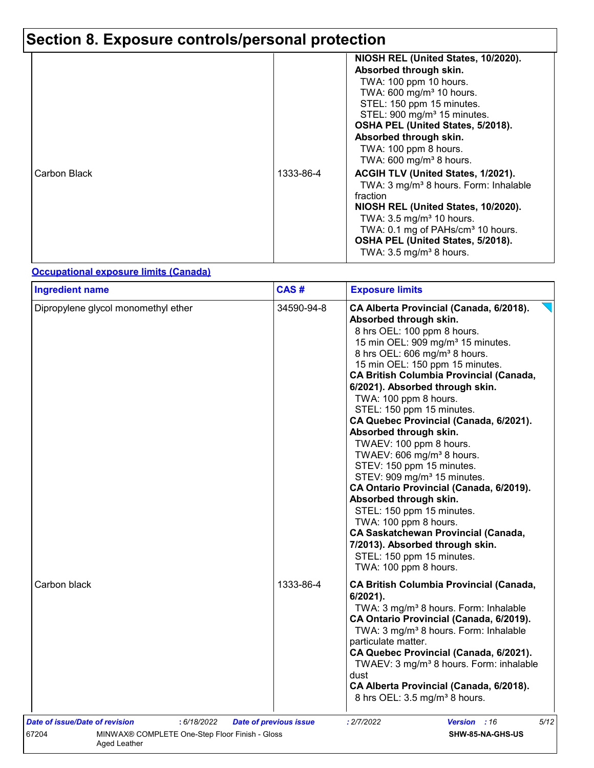# Section 8. Exposure controls/personal protection

| | | |
|---|---|---|
| | | **NIOSH REL (United States, 10/2020). Absorbed through skin.**<br>TWA: 100 ppm 10 hours.<br>TWA: 600 mg/m³ 10 hours.<br>STEL: 150 ppm 15 minutes.<br>STEL: 900 mg/m³ 15 minutes.<br>**OSHA PEL (United States, 5/2018). Absorbed through skin.**<br>TWA: 100 ppm 8 hours.<br>TWA: 600 mg/m³ 8 hours. |
| Carbon Black | 1333-86-4 | **ACGIH TLV (United States, 1/2021).**<br>TWA: 3 mg/m³ 8 hours. Form: Inhalable fraction<br>**NIOSH REL (United States, 10/2020).**<br>TWA: 3.5 mg/m³ 10 hours.<br>TWA: 0.1 mg of PAHs/cm³ 10 hours.<br>**OSHA PEL (United States, 5/2018).**<br>TWA: 3.5 mg/m³ 8 hours. |

**Occupational exposure limits (Canada)**

| Ingredient name | CAS # | Exposure limits |
|---|---|---|
| Dipropylene glycol monomethyl ether | 34590-94-8 | **CA Alberta Provincial (Canada, 6/2018). Absorbed through skin.**<br>8 hrs OEL: 100 ppm 8 hours.<br>15 min OEL: 909 mg/m³ 15 minutes.<br>8 hrs OEL: 606 mg/m³ 8 hours.<br>15 min OEL: 150 ppm 15 minutes.<br>**CA British Columbia Provincial (Canada, 6/2021). Absorbed through skin.**<br>TWA: 100 ppm 8 hours.<br>STEL: 150 ppm 15 minutes.<br>**CA Quebec Provincial (Canada, 6/2021). Absorbed through skin.**<br>TWAEV: 100 ppm 8 hours.<br>TWAEV: 606 mg/m³ 8 hours.<br>STEV: 150 ppm 15 minutes.<br>STEV: 909 mg/m³ 15 minutes.<br>**CA Ontario Provincial (Canada, 6/2019). Absorbed through skin.**<br>STEL: 150 ppm 15 minutes.<br>TWA: 100 ppm 8 hours.<br>**CA Saskatchewan Provincial (Canada, 7/2013). Absorbed through skin.**<br>STEL: 150 ppm 15 minutes.<br>TWA: 100 ppm 8 hours. |
| Carbon black | 1333-86-4 | **CA British Columbia Provincial (Canada, 6/2021).**<br>TWA: 3 mg/m³ 8 hours. Form: Inhalable<br>**CA Ontario Provincial (Canada, 6/2019).**<br>TWA: 3 mg/m³ 8 hours. Form: Inhalable particulate matter.<br>**CA Quebec Provincial (Canada, 6/2021).**<br>TWAEV: 3 mg/m³ 8 hours. Form: inhalable dust<br>**CA Alberta Provincial (Canada, 6/2018).**<br>8 hrs OEL: 3.5 mg/m³ 8 hours. |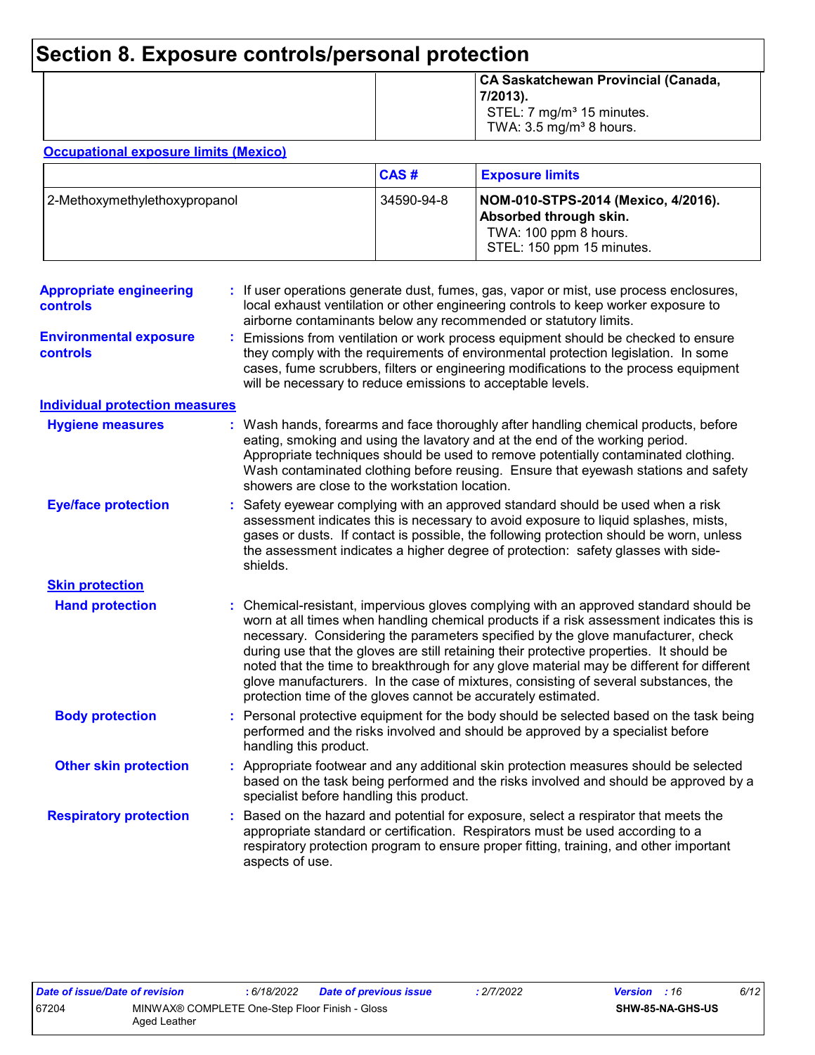# Section 8. Exposure controls/personal protection

| | | |
|---|---|---|
| | | **CA Saskatchewan Provincial (Canada, 7/2013).**<br>STEL: 7 mg/m³ 15 minutes.<br>TWA: 3.5 mg/m³ 8 hours. |

**Occupational exposure limits (Mexico)**

| | CAS # | Exposure limits |
|---|---|---|
| 2-Methoxymethylethoxypropanol | 34590-94-8 | **NOM-010-STPS-2014 (Mexico, 4/2016). Absorbed through skin.**<br>TWA: 100 ppm 8 hours.<br>STEL: 150 ppm 15 minutes. |

**Appropriate engineering controls** : If user operations generate dust, fumes, gas, vapor or mist, use process enclosures, local exhaust ventilation or other engineering controls to keep worker exposure to airborne contaminants below any recommended or statutory limits.

**Environmental exposure controls** : Emissions from ventilation or work process equipment should be checked to ensure they comply with the requirements of environmental protection legislation. In some cases, fume scrubbers, filters or engineering modifications to the process equipment will be necessary to reduce emissions to acceptable levels.

## Individual protection measures

**Hygiene measures** : Wash hands, forearms and face thoroughly after handling chemical products, before eating, smoking and using the lavatory and at the end of the working period. Appropriate techniques should be used to remove potentially contaminated clothing. Wash contaminated clothing before reusing. Ensure that eyewash stations and safety showers are close to the workstation location.

**Eye/face protection** : Safety eyewear complying with an approved standard should be used when a risk assessment indicates this is necessary to avoid exposure to liquid splashes, mists, gases or dusts. If contact is possible, the following protection should be worn, unless the assessment indicates a higher degree of protection: safety glasses with side-shields.

### Skin protection

**Hand protection** : Chemical-resistant, impervious gloves complying with an approved standard should be worn at all times when handling chemical products if a risk assessment indicates this is necessary. Considering the parameters specified by the glove manufacturer, check during use that the gloves are still retaining their protective properties. It should be noted that the time to breakthrough for any glove material may be different for different glove manufacturers. In the case of mixtures, consisting of several substances, the protection time of the gloves cannot be accurately estimated.

**Body protection** : Personal protective equipment for the body should be selected based on the task being performed and the risks involved and should be approved by a specialist before handling this product.

**Other skin protection** : Appropriate footwear and any additional skin protection measures should be selected based on the task being performed and the risks involved and should be approved by a specialist before handling this product.

**Respiratory protection** : Based on the hazard and potential for exposure, select a respirator that meets the appropriate standard or certification. Respirators must be used according to a respiratory protection program to ensure proper fitting, training, and other important aspects of use.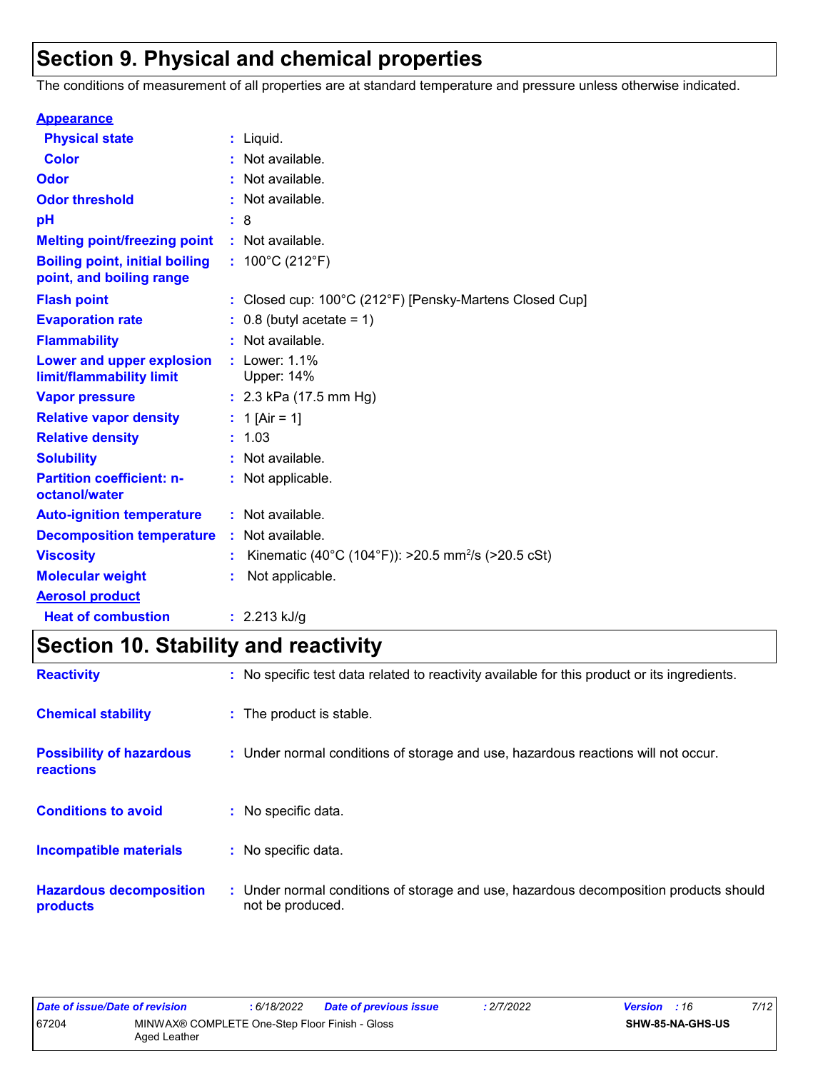# Section 9. Physical and chemical properties

The conditions of measurement of all properties are at standard temperature and pressure unless otherwise indicated.

**Appearance**

| | | |
|---|---|---|
| **Physical state** | : | Liquid. |
| **Color** | : | Not available. |
| **Odor** | : | Not available. |
| **Odor threshold** | : | Not available. |
| **pH** | : | 8 |
| **Melting point/freezing point** | : | Not available. |
| **Boiling point, initial boiling point, and boiling range** | : | 100°C (212°F) |
| **Flash point** | : | Closed cup: 100°C (212°F) [Pensky-Martens Closed Cup] |
| **Evaporation rate** | : | 0.8 (butyl acetate = 1) |
| **Flammability** | : | Not available. |
| **Lower and upper explosion limit/flammability limit** | : | Lower: 1.1%<br>Upper: 14% |
| **Vapor pressure** | : | 2.3 kPa (17.5 mm Hg) |
| **Relative vapor density** | : | 1 [Air = 1] |
| **Relative density** | : | 1.03 |
| **Solubility** | : | Not available. |
| **Partition coefficient: n-octanol/water** | : | Not applicable. |
| **Auto-ignition temperature** | : | Not available. |
| **Decomposition temperature** | : | Not available. |
| **Viscosity** | : | Kinematic (40°C (104°F)): >20.5 $mm^2/s$ (>20.5 cSt) |
| **Molecular weight** | : | Not applicable. |

**Aerosol product**

| | | |
|---|---|---|
| **Heat of combustion** | : | 2.213 kJ/g |

# Section 10. Stability and reactivity

| | | |
|---|---|---|
| **Reactivity** | : | No specific test data related to reactivity available for this product or its ingredients. |
| **Chemical stability** | : | The product is stable. |
| **Possibility of hazardous reactions** | : | Under normal conditions of storage and use, hazardous reactions will not occur. |
| **Conditions to avoid** | : | No specific data. |
| **Incompatible materials** | : | No specific data. |
| **Hazardous decomposition products** | : | Under normal conditions of storage and use, hazardous decomposition products should not be produced. |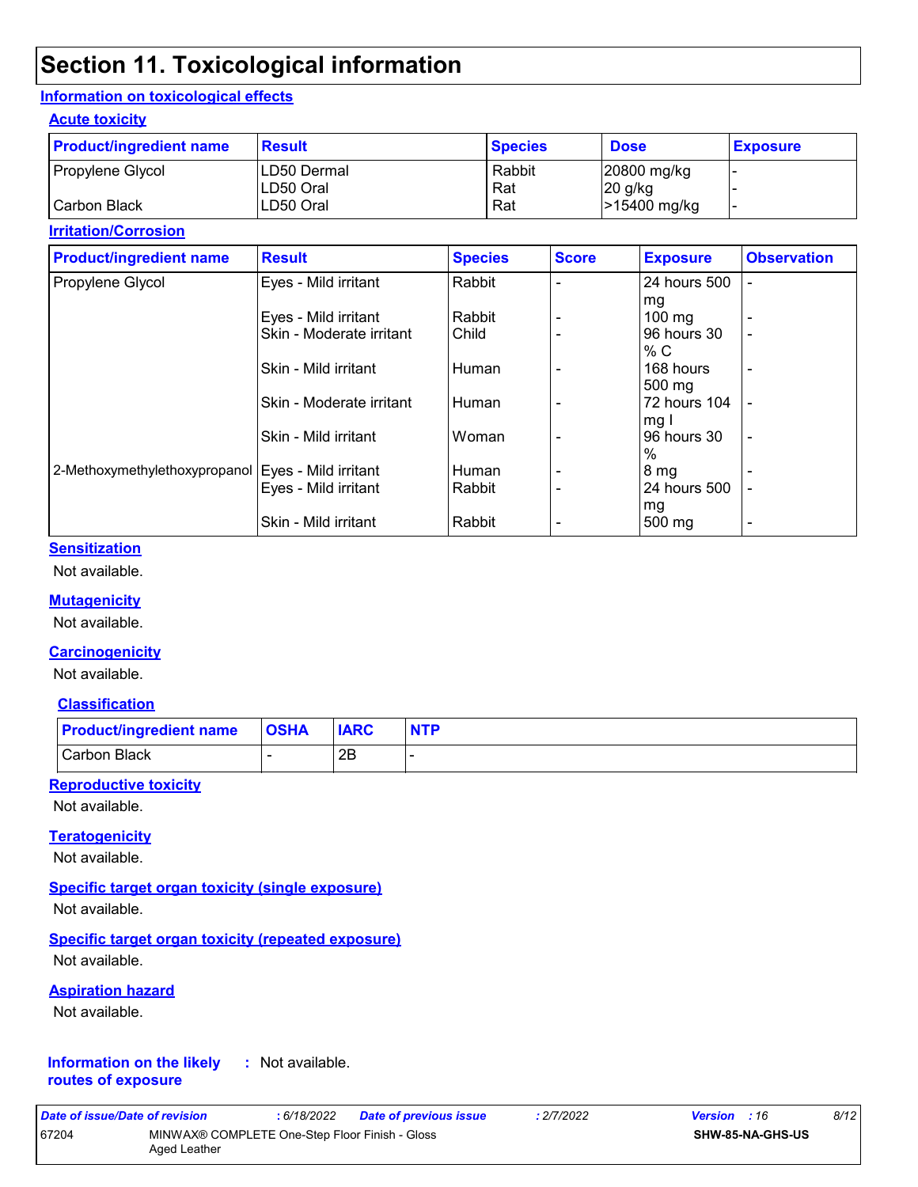# Section 11. Toxicological information

## Information on toxicological effects

### Acute toxicity

| Product/ingredient name | Result | Species | Dose | Exposure |
|---|---|---|---|---|
| Propylene Glycol | LD50 Dermal | Rabbit | 20800 mg/kg | - |
| | LD50 Oral | Rat | 20 g/kg | - |
| Carbon Black | LD50 Oral | Rat | >15400 mg/kg | - |

### Irritation/Corrosion

| Product/ingredient name | Result | Species | Score | Exposure | Observation |
|---|---|---|---|---|---|
| Propylene Glycol | Eyes - Mild irritant | Rabbit | - | 24 hours 500 mg | - |
| | Eyes - Mild irritant | Rabbit | - | 100 mg | - |
| | Skin - Moderate irritant | Child | - | 96 hours 30 % C | - |
| | Skin - Mild irritant | Human | - | 168 hours 500 mg | - |
| | Skin - Moderate irritant | Human | - | 72 hours 104 mg I | - |
| | Skin - Mild irritant | Woman | - | 96 hours 30 % | - |
| 2-Methoxymethylethoxypropanol | Eyes - Mild irritant | Human | - | 8 mg | - |
| | Eyes - Mild irritant | Rabbit | - | 24 hours 500 mg | - |
| | Skin - Mild irritant | Rabbit | - | 500 mg | - |

### Sensitization

Not available.

### Mutagenicity

Not available.

### Carcinogenicity

Not available.

### Classification

| Product/ingredient name | OSHA | IARC | NTP |
|---|---|---|---|
| Carbon Black | - | 2B | - |

### Reproductive toxicity

Not available.

### Teratogenicity

Not available.

### Specific target organ toxicity (single exposure)

Not available.

### Specific target organ toxicity (repeated exposure)

Not available.

### Aspiration hazard

Not available.

**Information on the likely routes of exposure** : Not available.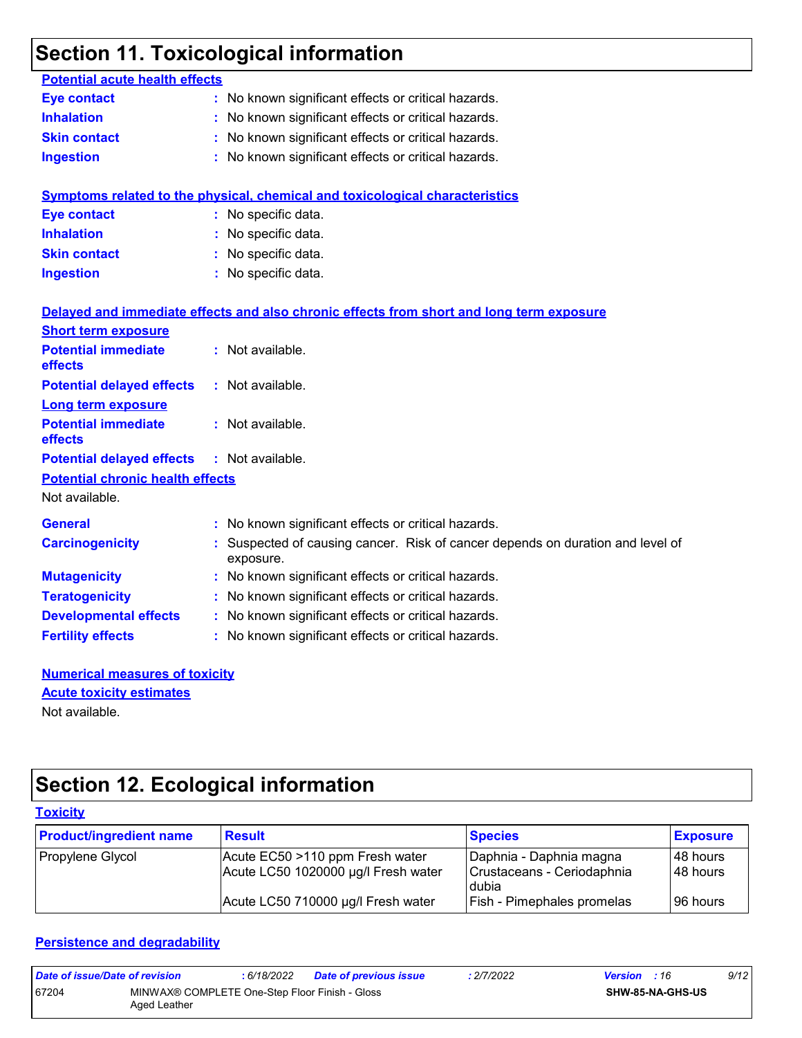# Section 11. Toxicological information

**Potential acute health effects**

**Eye contact** : No known significant effects or critical hazards.

**Inhalation** : No known significant effects or critical hazards.

**Skin contact** : No known significant effects or critical hazards.

**Ingestion** : No known significant effects or critical hazards.

**Symptoms related to the physical, chemical and toxicological characteristics**

**Eye contact** : No specific data.

**Inhalation** : No specific data.

**Skin contact** : No specific data.

**Ingestion** : No specific data.

**Delayed and immediate effects and also chronic effects from short and long term exposure**

**Short term exposure**

**Potential immediate effects** : Not available.

**Potential delayed effects** : Not available.

**Long term exposure**

**Potential immediate effects** : Not available.

**Potential delayed effects** : Not available.

**Potential chronic health effects**

Not available.

**General** : No known significant effects or critical hazards.

**Carcinogenicity** : Suspected of causing cancer. Risk of cancer depends on duration and level of exposure.

**Mutagenicity** : No known significant effects or critical hazards.

**Teratogenicity** : No known significant effects or critical hazards.

**Developmental effects** : No known significant effects or critical hazards.

**Fertility effects** : No known significant effects or critical hazards.

**Numerical measures of toxicity**

**Acute toxicity estimates**

Not available.

# Section 12. Ecological information

**Toxicity**

| Product/ingredient name | Result | Species | Exposure |
|---|---|---|---|
| Propylene Glycol | Acute EC50 >110 ppm Fresh water | Daphnia - Daphnia magna | 48 hours |
| | Acute LC50 1020000 µg/l Fresh water | Crustaceans - Ceriodaphnia dubia | 48 hours |
| | Acute LC50 710000 µg/l Fresh water | Fish - Pimephales promelas | 96 hours |

**Persistence and degradability**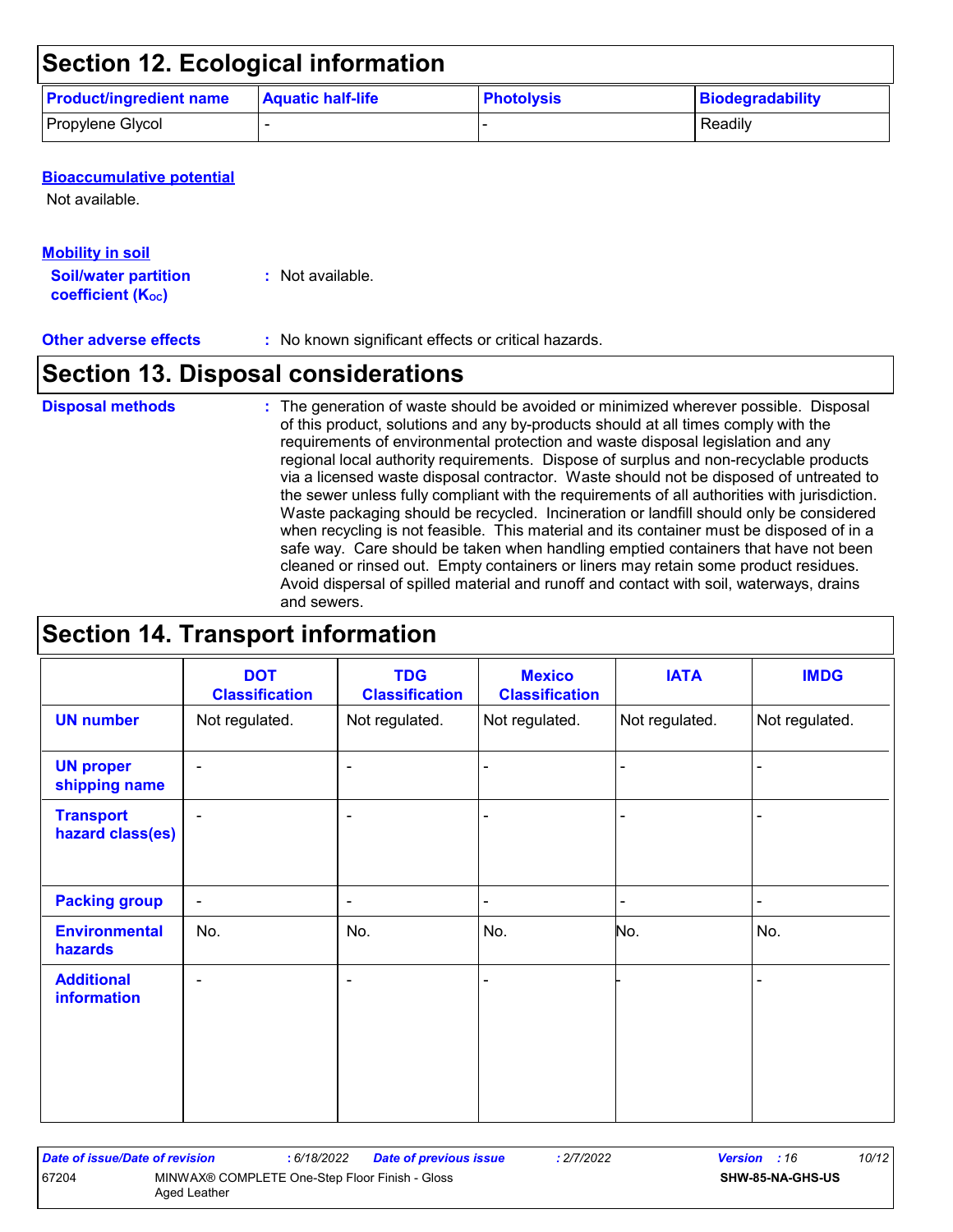## Section 12. Ecological information

| Product/ingredient name | Aquatic half-life | Photolysis | Biodegradability |
|---|---|---|---|
| Propylene Glycol | - | - | Readily |

**Bioaccumulative potential**

Not available.

**Mobility in soil**

**Soil/water partition coefficient ($K_{OC}$)** : Not available.

**Other adverse effects** : No known significant effects or critical hazards.

## Section 13. Disposal considerations

**Disposal methods** : The generation of waste should be avoided or minimized wherever possible. Disposal of this product, solutions and any by-products should at all times comply with the requirements of environmental protection and waste disposal legislation and any regional local authority requirements. Dispose of surplus and non-recyclable products via a licensed waste disposal contractor. Waste should not be disposed of untreated to the sewer unless fully compliant with the requirements of all authorities with jurisdiction. Waste packaging should be recycled. Incineration or landfill should only be considered when recycling is not feasible. This material and its container must be disposed of in a safe way. Care should be taken when handling emptied containers that have not been cleaned or rinsed out. Empty containers or liners may retain some product residues. Avoid dispersal of spilled material and runoff and contact with soil, waterways, drains and sewers.

## Section 14. Transport information

| | DOT Classification | TDG Classification | Mexico Classification | IATA | IMDG |
|---|---|---|---|---|---|
| UN number | Not regulated. | Not regulated. | Not regulated. | Not regulated. | Not regulated. |
| UN proper shipping name | - | - | - | - | - |
| Transport hazard class(es) | - | - | - | - | - |
| Packing group | - | - | - | - | - |
| Environmental hazards | No. | No. | No. | No. | No. |
| Additional information | - | - | - | - | - |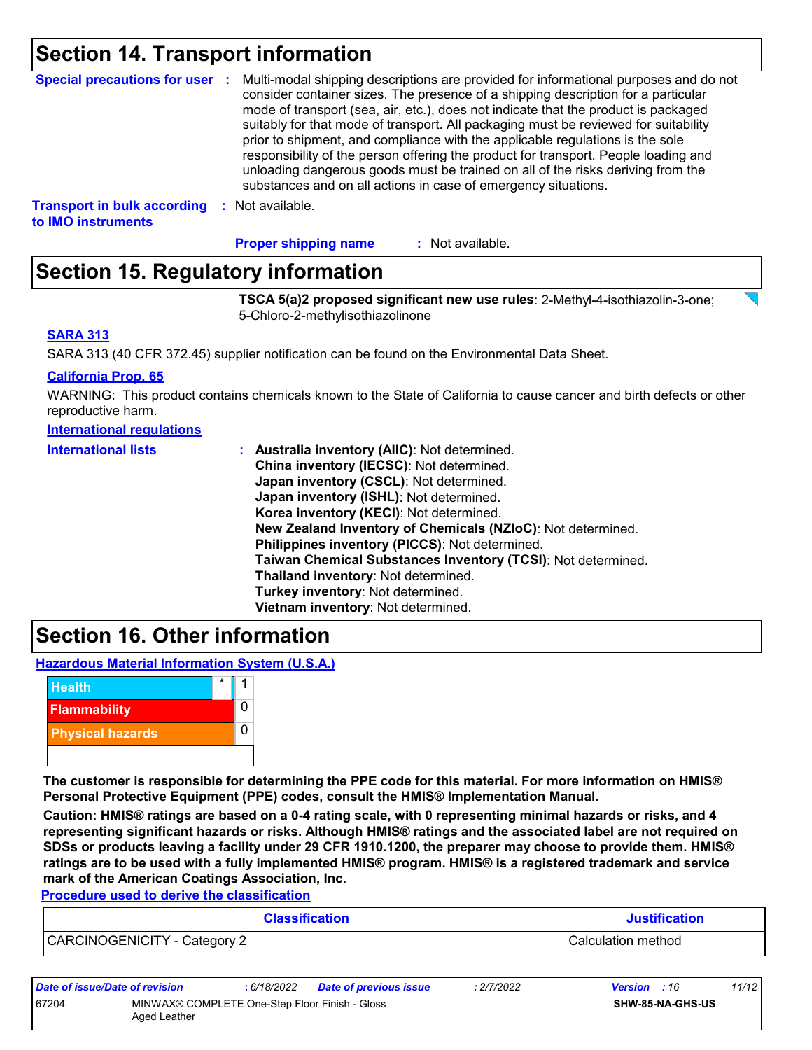## Section 14. Transport information

**Special precautions for user** : Multi-modal shipping descriptions are provided for informational purposes and do not consider container sizes. The presence of a shipping description for a particular mode of transport (sea, air, etc.), does not indicate that the product is packaged suitably for that mode of transport. All packaging must be reviewed for suitability prior to shipment, and compliance with the applicable regulations is the sole responsibility of the person offering the product for transport. People loading and unloading dangerous goods must be trained on all of the risks deriving from the substances and on all actions in case of emergency situations.

**Transport in bulk according to IMO instruments** : Not available.

**Proper shipping name** : Not available.

## Section 15. Regulatory information

**TSCA 5(a)2 proposed significant new use rules**: 2-Methyl-4-isothiazolin-3-one; 5-Chloro-2-methylisothiazolinone

**SARA 313**

SARA 313 (40 CFR 372.45) supplier notification can be found on the Environmental Data Sheet.

**California Prop. 65**

WARNING: This product contains chemicals known to the State of California to cause cancer and birth defects or other reproductive harm.

**International regulations**

**International lists** :
- **Australia inventory (AIIC)**: Not determined.
- **China inventory (IECSC)**: Not determined.
- **Japan inventory (CSCL)**: Not determined.
- **Japan inventory (ISHL)**: Not determined.
- **Korea inventory (KECI)**: Not determined.
- **New Zealand Inventory of Chemicals (NZIoC)**: Not determined.
- **Philippines inventory (PICCS)**: Not determined.
- **Taiwan Chemical Substances Inventory (TCSI)**: Not determined.
- **Thailand inventory**: Not determined.
- **Turkey inventory**: Not determined.
- **Vietnam inventory**: Not determined.

## Section 16. Other information

**Hazardous Material Information System (U.S.A.)**

| | | |
|---|---|---|
| Health | * | 1 |
| Flammability | | 0 |
| Physical hazards | | 0 |

**The customer is responsible for determining the PPE code for this material. For more information on HMIS® Personal Protective Equipment (PPE) codes, consult the HMIS® Implementation Manual.**

**Caution: HMIS® ratings are based on a 0-4 rating scale, with 0 representing minimal hazards or risks, and 4 representing significant hazards or risks. Although HMIS® ratings and the associated label are not required on SDSs or products leaving a facility under 29 CFR 1910.1200, the preparer may choose to provide them. HMIS® ratings are to be used with a fully implemented HMIS® program. HMIS® is a registered trademark and service mark of the American Coatings Association, Inc.**

**Procedure used to derive the classification**

| Classification | Justification |
|---|---|
| CARCINOGENICITY - Category 2 | Calculation method |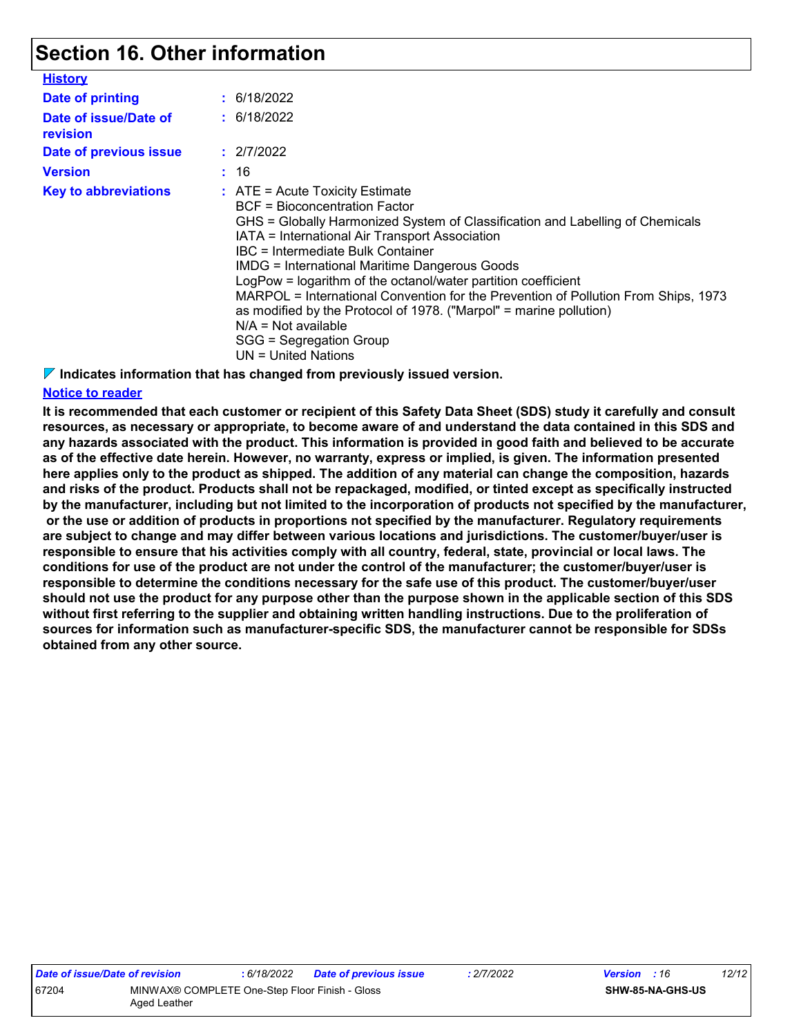# Section 16. Other information

**History**

| | | |
|---|---|---|
| **Date of printing** | : | 6/18/2022 |
| **Date of issue/Date of revision** | : | 6/18/2022 |
| **Date of previous issue** | : | 2/7/2022 |
| **Version** | : | 16 |
| **Key to abbreviations** | : | ATE = Acute Toxicity Estimate<br>BCF = Bioconcentration Factor<br>GHS = Globally Harmonized System of Classification and Labelling of Chemicals<br>IATA = International Air Transport Association<br>IBC = Intermediate Bulk Container<br>IMDG = International Maritime Dangerous Goods<br>LogPow = logarithm of the octanol/water partition coefficient<br>MARPOL = International Convention for the Prevention of Pollution From Ships, 1973 as modified by the Protocol of 1978. ("Marpol" = marine pollution)<br>N/A = Not available<br>SGG = Segregation Group<br>UN = United Nations |

**Indicates information that has changed from previously issued version.**

**Notice to reader**

**It is recommended that each customer or recipient of this Safety Data Sheet (SDS) study it carefully and consult resources, as necessary or appropriate, to become aware of and understand the data contained in this SDS and any hazards associated with the product. This information is provided in good faith and believed to be accurate as of the effective date herein. However, no warranty, express or implied, is given. The information presented here applies only to the product as shipped. The addition of any material can change the composition, hazards and risks of the product. Products shall not be repackaged, modified, or tinted except as specifically instructed by the manufacturer, including but not limited to the incorporation of products not specified by the manufacturer, or the use or addition of products in proportions not specified by the manufacturer. Regulatory requirements are subject to change and may differ between various locations and jurisdictions. The customer/buyer/user is responsible to ensure that his activities comply with all country, federal, state, provincial or local laws. The conditions for use of the product are not under the control of the manufacturer; the customer/buyer/user is responsible to determine the conditions necessary for the safe use of this product. The customer/buyer/user should not use the product for any purpose other than the purpose shown in the applicable section of this SDS without first referring to the supplier and obtaining written handling instructions. Due to the proliferation of sources for information such as manufacturer-specific SDS, the manufacturer cannot be responsible for SDSs obtained from any other source.**